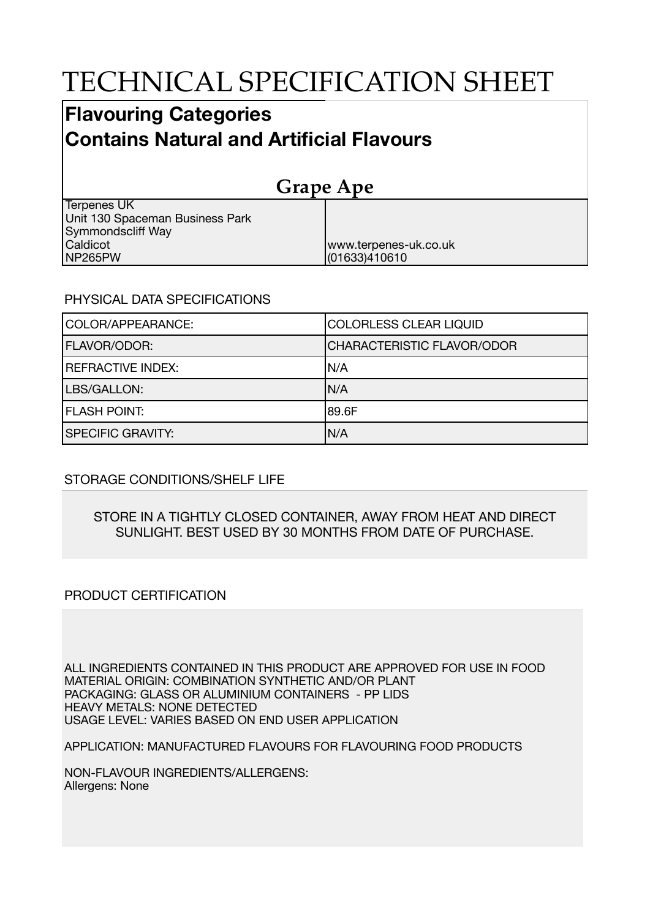# TECHNICAL SPECIFICATION SHEET

## Flavouring Categories
## Contains Natural and Artificial Flavours

### Grape Ape

| | |
|---|---|
| Terpenes UK<br>Unit 130 Spaceman Business Park<br>Symmondscliff Way<br>Caldicot<br>NP265PW | www.terpenes-uk.co.uk<br>(01633)410610 |

PHYSICAL DATA SPECIFICATIONS

| | |
|---|---|
| COLOR/APPEARANCE: | COLORLESS CLEAR LIQUID |
| FLAVOR/ODOR: | CHARACTERISTIC FLAVOR/ODOR |
| REFRACTIVE INDEX: | N/A |
| LBS/GALLON: | N/A |
| FLASH POINT: | 89.6F |
| SPECIFIC GRAVITY: | N/A |

STORAGE CONDITIONS/SHELF LIFE

STORE IN A TIGHTLY CLOSED CONTAINER, AWAY FROM HEAT AND DIRECT SUNLIGHT. BEST USED BY 30 MONTHS FROM DATE OF PURCHASE.

PRODUCT CERTIFICATION

ALL INGREDIENTS CONTAINED IN THIS PRODUCT ARE APPROVED FOR USE IN FOOD
MATERIAL ORIGIN: COMBINATION SYNTHETIC AND/OR PLANT
PACKAGING: GLASS OR ALUMINIUM CONTAINERS - PP LIDS
HEAVY METALS: NONE DETECTED
USAGE LEVEL: VARIES BASED ON END USER APPLICATION

APPLICATION: MANUFACTURED FLAVOURS FOR FLAVOURING FOOD PRODUCTS

NON-FLAVOUR INGREDIENTS/ALLERGENS:
Allergens: None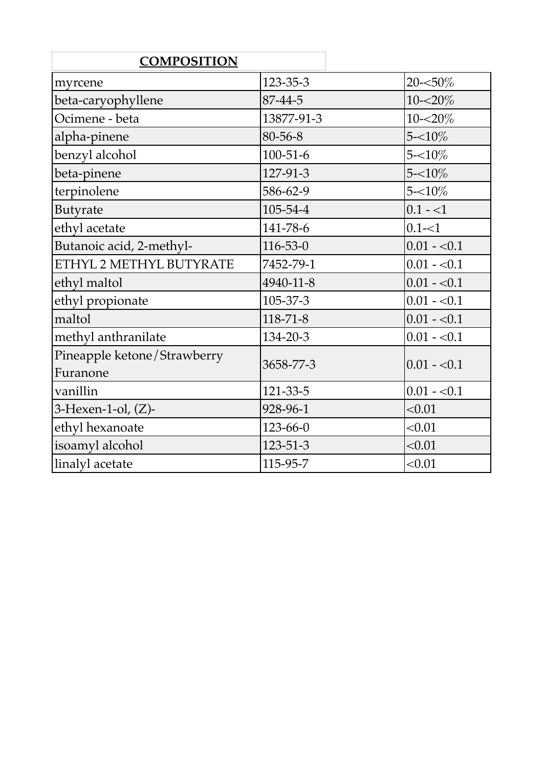## COMPOSITION

| | | |
|---|---|---|
| myrcene | 123-35-3 | 20-<50% |
| beta-caryophyllene | 87-44-5 | 10-<20% |
| Ocimene - beta | 13877-91-3 | 10-<20% |
| alpha-pinene | 80-56-8 | 5-<10% |
| benzyl alcohol | 100-51-6 | 5-<10% |
| beta-pinene | 127-91-3 | 5-<10% |
| terpinolene | 586-62-9 | 5-<10% |
| Butyrate | 105-54-4 | 0.1 - <1 |
| ethyl acetate | 141-78-6 | 0.1-<1 |
| Butanoic acid, 2-methyl- | 116-53-0 | 0.01 - <0.1 |
| ETHYL 2 METHYL BUTYRATE | 7452-79-1 | 0.01 - <0.1 |
| ethyl maltol | 4940-11-8 | 0.01 - <0.1 |
| ethyl propionate | 105-37-3 | 0.01 - <0.1 |
| maltol | 118-71-8 | 0.01 - <0.1 |
| methyl anthranilate | 134-20-3 | 0.01 - <0.1 |
| Pineapple ketone/Strawberry Furanone | 3658-77-3 | 0.01 - <0.1 |
| vanillin | 121-33-5 | 0.01 - <0.1 |
| 3-Hexen-1-ol, (Z)- | 928-96-1 | <0.01 |
| ethyl hexanoate | 123-66-0 | <0.01 |
| isoamyl alcohol | 123-51-3 | <0.01 |
| linalyl acetate | 115-95-7 | <0.01 |